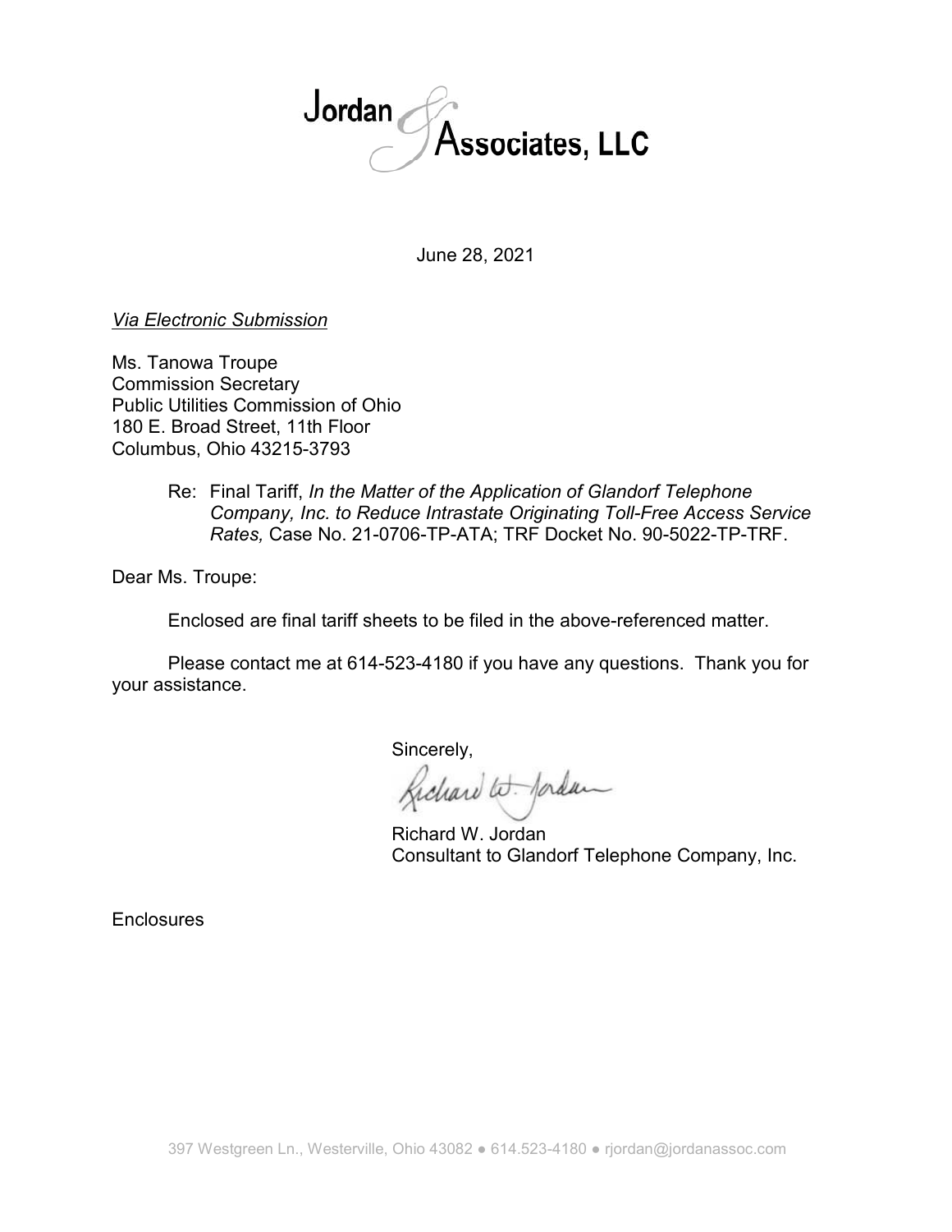Jordan & Associates, LLC

June 28, 2021

*Via Electronic Submission*

Ms. Tanowa Troupe
Commission Secretary
Public Utilities Commission of Ohio
180 E. Broad Street, 11th Floor
Columbus, Ohio 43215-3793

Re: Final Tariff, *In the Matter of the Application of Glandorf Telephone Company, Inc. to Reduce Intrastate Originating Toll-Free Access Service Rates,* Case No. 21-0706-TP-ATA; TRF Docket No. 90-5022-TP-TRF.

Dear Ms. Troupe:

Enclosed are final tariff sheets to be filed in the above-referenced matter.

Please contact me at 614-523-4180 if you have any questions. Thank you for your assistance.

Sincerely,

Richard W. Jordan
Consultant to Glandorf Telephone Company, Inc.

Enclosures

397 Westgreen Ln., Westerville, Ohio 43082 ● 614.523-4180 ● rjordan@jordanassoc.com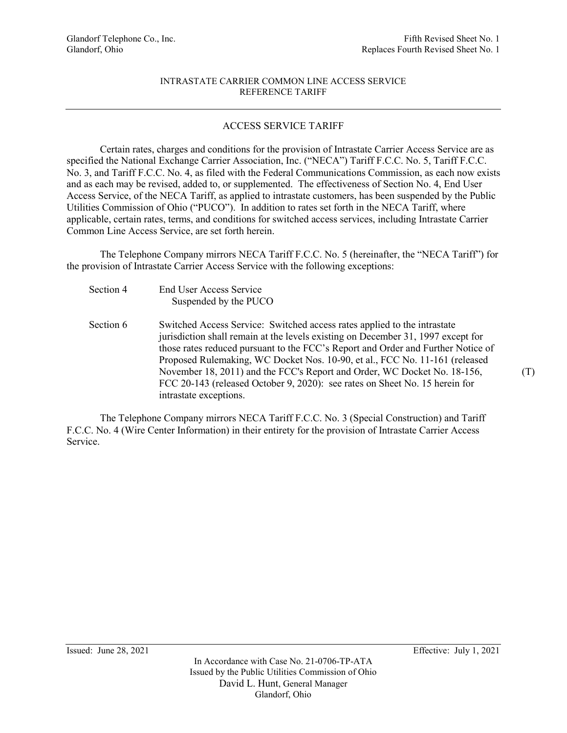Glandorf Telephone Co., Inc.
Glandorf, Ohio

Fifth Revised Sheet No. 1
Replaces Fourth Revised Sheet No. 1

INTRASTATE CARRIER COMMON LINE ACCESS SERVICE
REFERENCE TARIFF

## ACCESS SERVICE TARIFF

Certain rates, charges and conditions for the provision of Intrastate Carrier Access Service are as specified the National Exchange Carrier Association, Inc. ("NECA") Tariff F.C.C. No. 5, Tariff F.C.C. No. 3, and Tariff F.C.C. No. 4, as filed with the Federal Communications Commission, as each now exists and as each may be revised, added to, or supplemented. The effectiveness of Section No. 4, End User Access Service, of the NECA Tariff, as applied to intrastate customers, has been suspended by the Public Utilities Commission of Ohio ("PUCO"). In addition to rates set forth in the NECA Tariff, where applicable, certain rates, terms, and conditions for switched access services, including Intrastate Carrier Common Line Access Service, are set forth herein.

The Telephone Company mirrors NECA Tariff F.C.C. No. 5 (hereinafter, the "NECA Tariff") for the provision of Intrastate Carrier Access Service with the following exceptions:

Section 4 — End User Access Service
Suspended by the PUCO

Section 6 — Switched Access Service: Switched access rates applied to the intrastate jurisdiction shall remain at the levels existing on December 31, 1997 except for those rates reduced pursuant to the FCC's Report and Order and Further Notice of Proposed Rulemaking, WC Docket Nos. 10-90, et al., FCC No. 11-161 (released November 18, 2011) and the FCC's Report and Order, WC Docket No. 18-156, FCC 20-143 (released October 9, 2020): see rates on Sheet No. 15 herein for intrastate exceptions. (T)

The Telephone Company mirrors NECA Tariff F.C.C. No. 3 (Special Construction) and Tariff F.C.C. No. 4 (Wire Center Information) in their entirety for the provision of Intrastate Carrier Access Service.

Issued: June 28, 2021
Effective: July 1, 2021

In Accordance with Case No. 21-0706-TP-ATA
Issued by the Public Utilities Commission of Ohio
David L. Hunt, General Manager
Glandorf, Ohio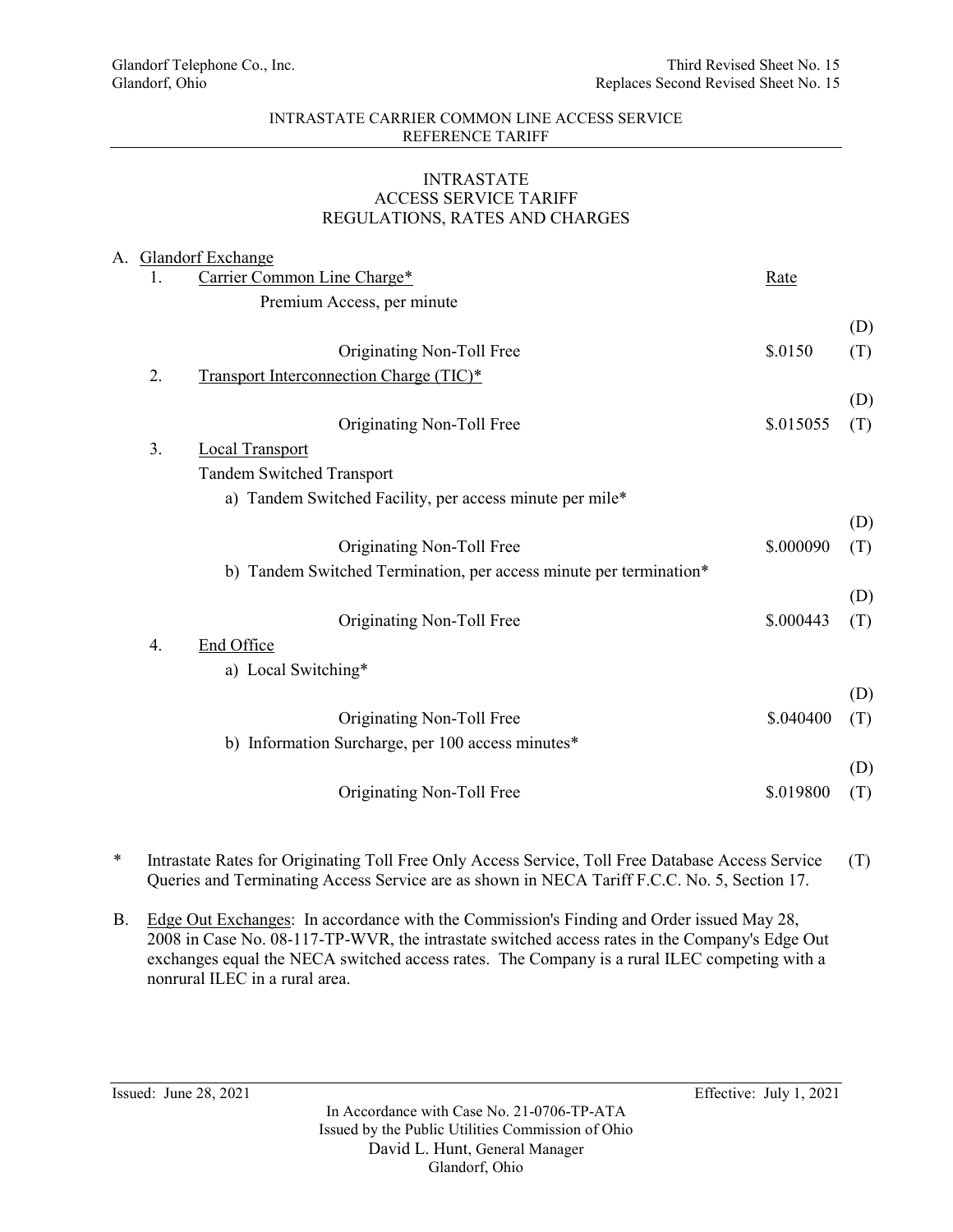Glandorf Telephone Co., Inc.
Glandorf, Ohio

Third Revised Sheet No. 15
Replaces Second Revised Sheet No. 15

INTRASTATE CARRIER COMMON LINE ACCESS SERVICE
REFERENCE TARIFF

INTRASTATE
ACCESS SERVICE TARIFF
REGULATIONS, RATES AND CHARGES

A. Glandorf Exchange

| | | Rate | |
|---|---|---|---|
| 1. | Carrier Common Line Charge* | | |
| | Premium Access, per minute | | |
| | | | (D) |
| | Originating Non-Toll Free | $.0150 | (T) |
| 2. | Transport Interconnection Charge (TIC)* | | |
| | | | (D) |
| | Originating Non-Toll Free | $.015055 | (T) |
| 3. | Local Transport | | |
| | Tandem Switched Transport | | |
| | a) Tandem Switched Facility, per access minute per mile* | | |
| | | | (D) |
| | Originating Non-Toll Free | $.000090 | (T) |
| | b) Tandem Switched Termination, per access minute per termination* | | |
| | | | (D) |
| | Originating Non-Toll Free | $.000443 | (T) |
| 4. | End Office | | |
| | a) Local Switching* | | |
| | | | (D) |
| | Originating Non-Toll Free | $.040400 | (T) |
| | b) Information Surcharge, per 100 access minutes* | | |
| | | | (D) |
| | Originating Non-Toll Free | $.019800 | (T) |

\* Intrastate Rates for Originating Toll Free Only Access Service, Toll Free Database Access Service Queries and Terminating Access Service are as shown in NECA Tariff F.C.C. No. 5, Section 17. (T)

B. Edge Out Exchanges: In accordance with the Commission's Finding and Order issued May 28, 2008 in Case No. 08-117-TP-WVR, the intrastate switched access rates in the Company's Edge Out exchanges equal the NECA switched access rates. The Company is a rural ILEC competing with a nonrural ILEC in a rural area.

Issued: June 28, 2021

Effective: July 1, 2021

In Accordance with Case No. 21-0706-TP-ATA
Issued by the Public Utilities Commission of Ohio
David L. Hunt, General Manager
Glandorf, Ohio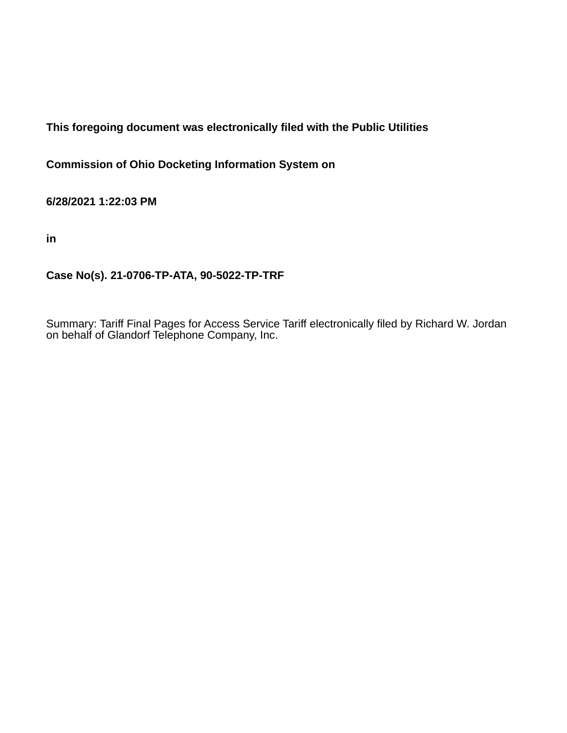**This foregoing document was electronically filed with the Public Utilities**

**Commission of Ohio Docketing Information System on**

**6/28/2021 1:22:03 PM**

**in**

**Case No(s). 21-0706-TP-ATA, 90-5022-TP-TRF**

Summary: Tariff Final Pages for Access Service Tariff electronically filed by Richard W. Jordan on behalf of Glandorf Telephone Company, Inc.